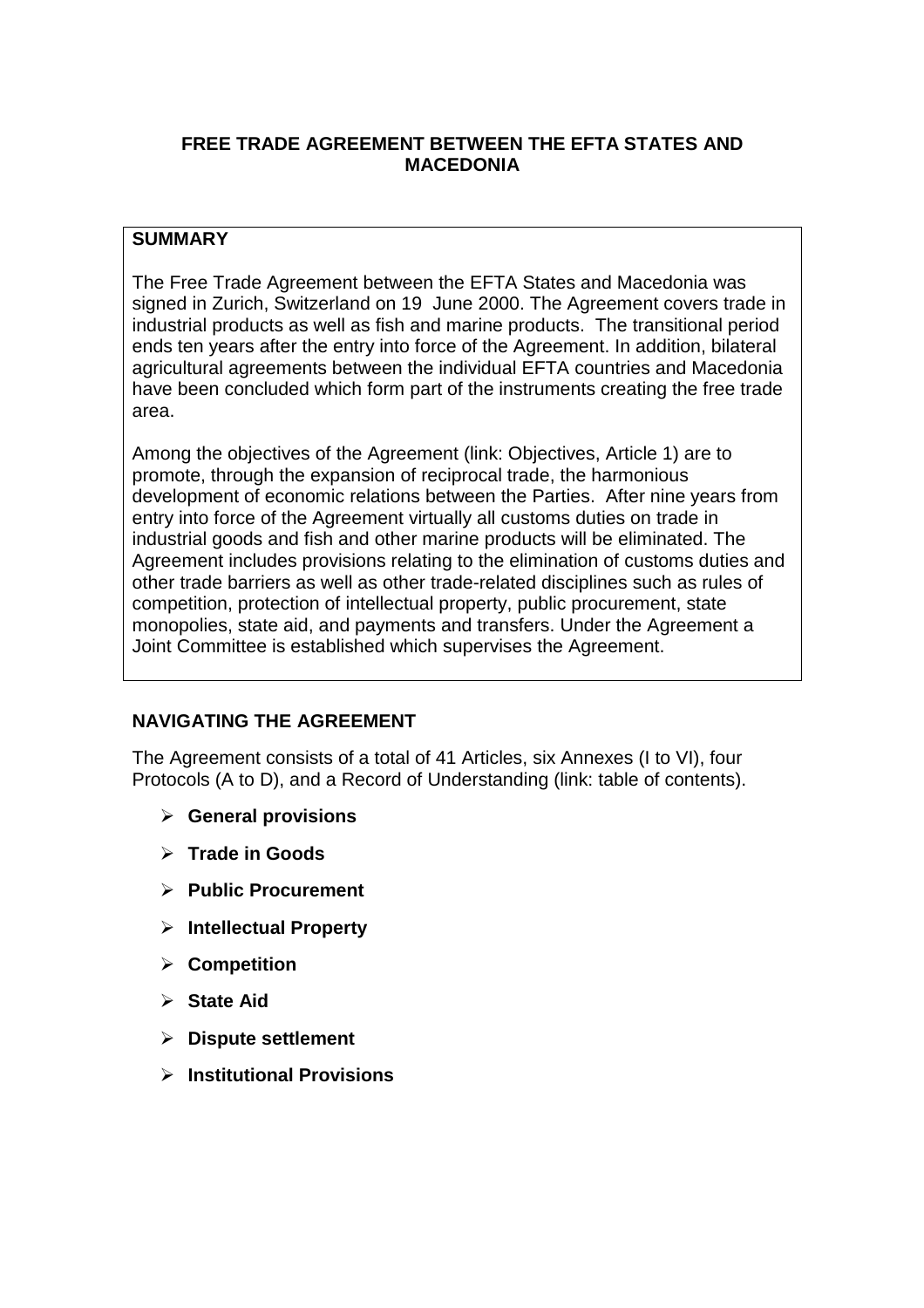# FREE TRADE AGREEMENT BETWEEN THE EFTA STATES AND MACEDONIA

## SUMMARY

The Free Trade Agreement between the EFTA States and Macedonia was signed in Zurich, Switzerland on 19 June 2000. The Agreement covers trade in industrial products as well as fish and marine products. The transitional period ends ten years after the entry into force of the Agreement. In addition, bilateral agricultural agreements between the individual EFTA countries and Macedonia have been concluded which form part of the instruments creating the free trade area.

Among the objectives of the Agreement (link: Objectives, Article 1) are to promote, through the expansion of reciprocal trade, the harmonious development of economic relations between the Parties. After nine years from entry into force of the Agreement virtually all customs duties on trade in industrial goods and fish and other marine products will be eliminated. The Agreement includes provisions relating to the elimination of customs duties and other trade barriers as well as other trade-related disciplines such as rules of competition, protection of intellectual property, public procurement, state monopolies, state aid, and payments and transfers. Under the Agreement a Joint Committee is established which supervises the Agreement.

## NAVIGATING THE AGREEMENT

The Agreement consists of a total of 41 Articles, six Annexes (I to VI), four Protocols (A to D), and a Record of Understanding (link: table of contents).

- **General provisions**
- **Trade in Goods**
- **Public Procurement**
- **Intellectual Property**
- **Competition**
- **State Aid**
- **Dispute settlement**
- **Institutional Provisions**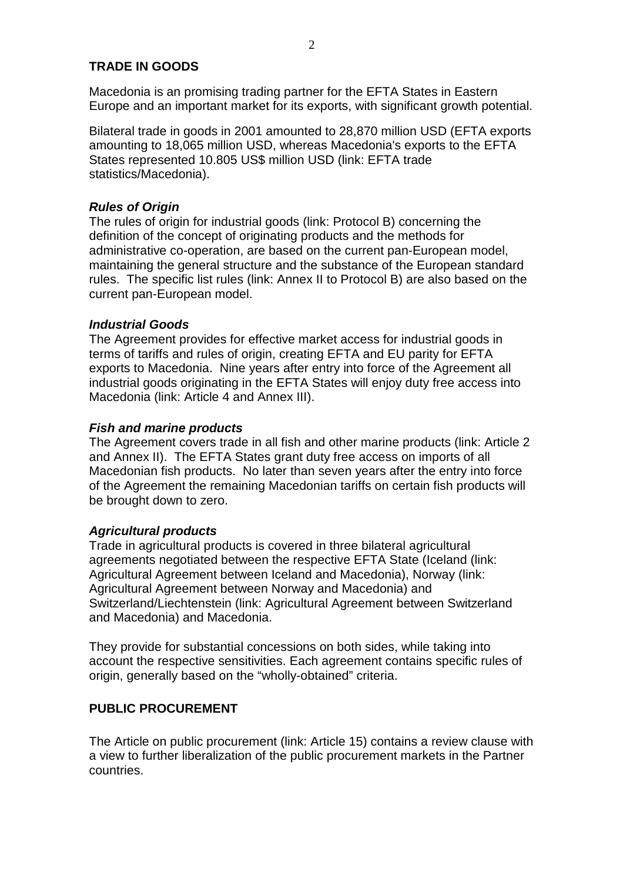## TRADE IN GOODS

Macedonia is an promising trading partner for the EFTA States in Eastern Europe and an important market for its exports, with significant growth potential.

Bilateral trade in goods in 2001 amounted to 28,870 million USD (EFTA exports amounting to 18,065 million USD, whereas Macedonia's exports to the EFTA States represented 10.805 US$ million USD (link: EFTA trade statistics/Macedonia).

### *Rules of Origin*

The rules of origin for industrial goods (link: Protocol B) concerning the definition of the concept of originating products and the methods for administrative co-operation, are based on the current pan-European model, maintaining the general structure and the substance of the European standard rules. The specific list rules (link: Annex II to Protocol B) are also based on the current pan-European model.

### *Industrial Goods*

The Agreement provides for effective market access for industrial goods in terms of tariffs and rules of origin, creating EFTA and EU parity for EFTA exports to Macedonia. Nine years after entry into force of the Agreement all industrial goods originating in the EFTA States will enjoy duty free access into Macedonia (link: Article 4 and Annex III).

### *Fish and marine products*

The Agreement covers trade in all fish and other marine products (link: Article 2 and Annex II). The EFTA States grant duty free access on imports of all Macedonian fish products. No later than seven years after the entry into force of the Agreement the remaining Macedonian tariffs on certain fish products will be brought down to zero.

### *Agricultural products*

Trade in agricultural products is covered in three bilateral agricultural agreements negotiated between the respective EFTA State (Iceland (link: Agricultural Agreement between Iceland and Macedonia), Norway (link: Agricultural Agreement between Norway and Macedonia) and Switzerland/Liechtenstein (link: Agricultural Agreement between Switzerland and Macedonia) and Macedonia.

They provide for substantial concessions on both sides, while taking into account the respective sensitivities. Each agreement contains specific rules of origin, generally based on the "wholly-obtained" criteria.

## PUBLIC PROCUREMENT

The Article on public procurement (link: Article 15) contains a review clause with a view to further liberalization of the public procurement markets in the Partner countries.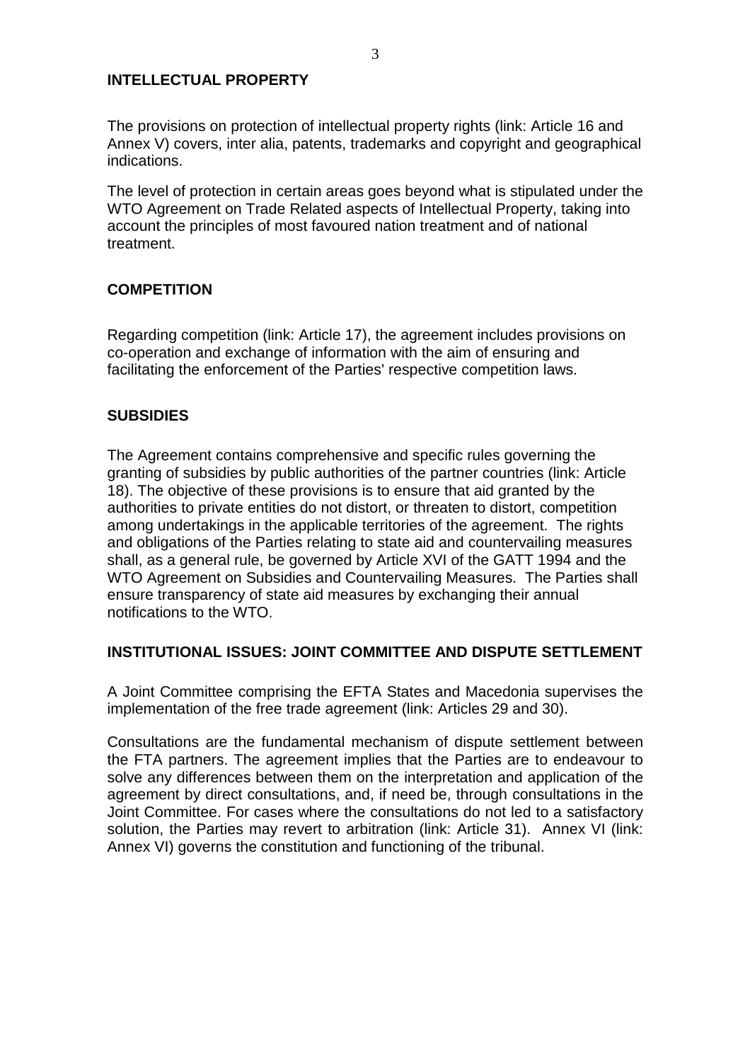## INTELLECTUAL PROPERTY

The provisions on protection of intellectual property rights (link: Article 16 and Annex V) covers, inter alia, patents, trademarks and copyright and geographical indications.

The level of protection in certain areas goes beyond what is stipulated under the WTO Agreement on Trade Related aspects of Intellectual Property, taking into account the principles of most favoured nation treatment and of national treatment.

## COMPETITION

Regarding competition (link: Article 17), the agreement includes provisions on co-operation and exchange of information with the aim of ensuring and facilitating the enforcement of the Parties' respective competition laws.

## SUBSIDIES

The Agreement contains comprehensive and specific rules governing the granting of subsidies by public authorities of the partner countries (link: Article 18). The objective of these provisions is to ensure that aid granted by the authorities to private entities do not distort, or threaten to distort, competition among undertakings in the applicable territories of the agreement. The rights and obligations of the Parties relating to state aid and countervailing measures shall, as a general rule, be governed by Article XVI of the GATT 1994 and the WTO Agreement on Subsidies and Countervailing Measures. The Parties shall ensure transparency of state aid measures by exchanging their annual notifications to the WTO.

## INSTITUTIONAL ISSUES: JOINT COMMITTEE AND DISPUTE SETTLEMENT

A Joint Committee comprising the EFTA States and Macedonia supervises the implementation of the free trade agreement (link: Articles 29 and 30).

Consultations are the fundamental mechanism of dispute settlement between the FTA partners. The agreement implies that the Parties are to endeavour to solve any differences between them on the interpretation and application of the agreement by direct consultations, and, if need be, through consultations in the Joint Committee. For cases where the consultations do not led to a satisfactory solution, the Parties may revert to arbitration (link: Article 31). Annex VI (link: Annex VI) governs the constitution and functioning of the tribunal.